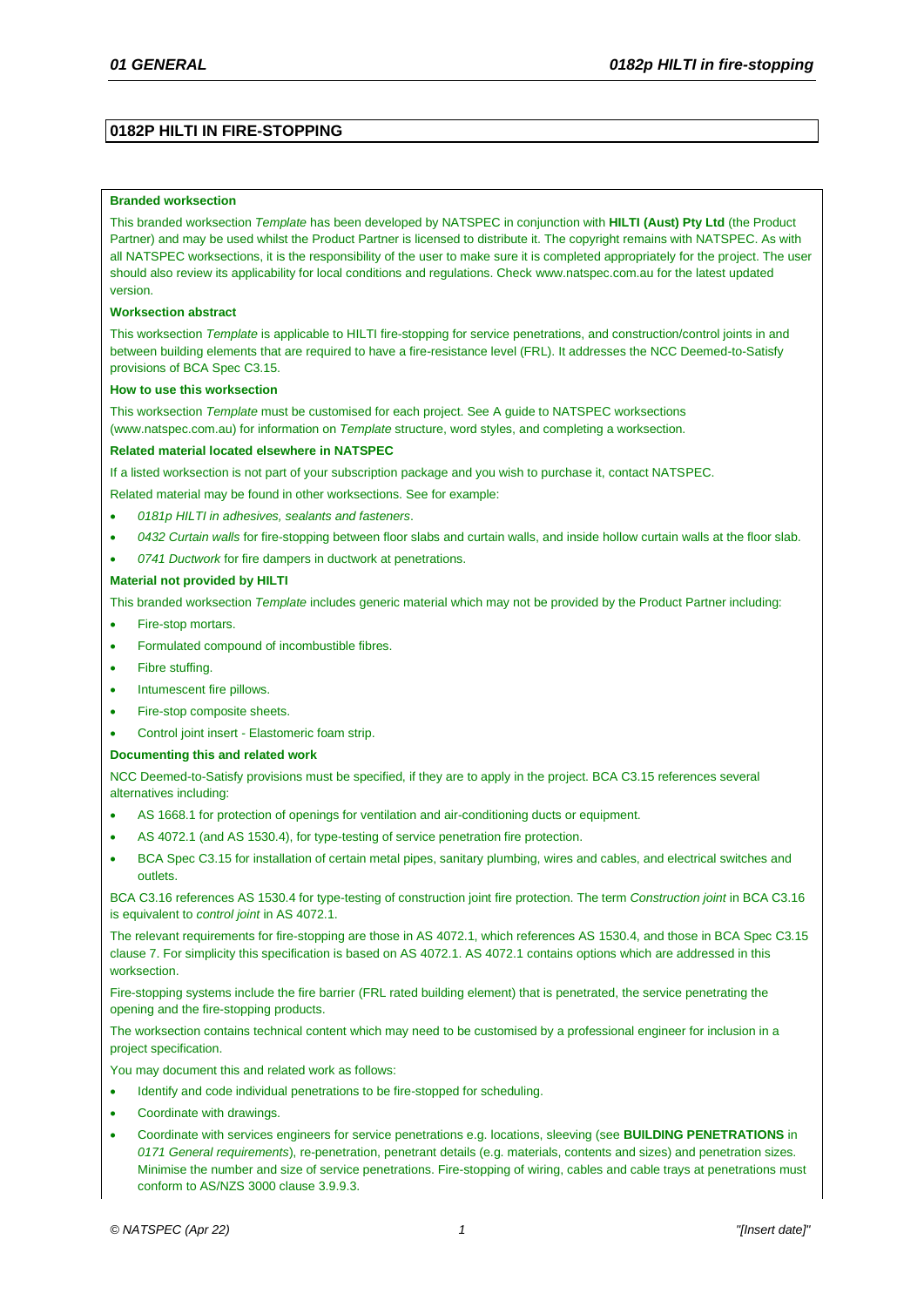# 0182P HILTI IN FIRE-STOPPING

**Branded worksection**

This branded worksection *Template* has been developed by NATSPEC in conjunction with **HILTI (Aust) Pty Ltd** (the Product Partner) and may be used whilst the Product Partner is licensed to distribute it. The copyright remains with NATSPEC. As with all NATSPEC worksections, it is the responsibility of the user to make sure it is completed appropriately for the project. The user should also review its applicability for local conditions and regulations. Check www.natspec.com.au for the latest updated version.

**Worksection abstract**

This worksection *Template* is applicable to HILTI fire-stopping for service penetrations, and construction/control joints in and between building elements that are required to have a fire-resistance level (FRL). It addresses the NCC Deemed-to-Satisfy provisions of BCA Spec C3.15.

**How to use this worksection**

This worksection *Template* must be customised for each project. See A guide to NATSPEC worksections (www.natspec.com.au) for information on *Template* structure, word styles, and completing a worksection.

**Related material located elsewhere in NATSPEC**

If a listed worksection is not part of your subscription package and you wish to purchase it, contact NATSPEC.

Related material may be found in other worksections. See for example:

- *0181p HILTI in adhesives, sealants and fasteners*.
- *0432 Curtain walls* for fire-stopping between floor slabs and curtain walls, and inside hollow curtain walls at the floor slab.
- *0741 Ductwork* for fire dampers in ductwork at penetrations.

**Material not provided by HILTI**

This branded worksection *Template* includes generic material which may not be provided by the Product Partner including:

- Fire-stop mortars.
- Formulated compound of incombustible fibres.
- Fibre stuffing.
- Intumescent fire pillows.
- Fire-stop composite sheets.
- Control joint insert - Elastomeric foam strip.

**Documenting this and related work**

NCC Deemed-to-Satisfy provisions must be specified, if they are to apply in the project. BCA C3.15 references several alternatives including:

- AS 1668.1 for protection of openings for ventilation and air-conditioning ducts or equipment.
- AS 4072.1 (and AS 1530.4), for type-testing of service penetration fire protection.
- BCA Spec C3.15 for installation of certain metal pipes, sanitary plumbing, wires and cables, and electrical switches and outlets.

BCA C3.16 references AS 1530.4 for type-testing of construction joint fire protection. The term *Construction joint* in BCA C3.16 is equivalent to *control joint* in AS 4072.1.

The relevant requirements for fire-stopping are those in AS 4072.1, which references AS 1530.4, and those in BCA Spec C3.15 clause 7. For simplicity this specification is based on AS 4072.1. AS 4072.1 contains options which are addressed in this worksection.

Fire-stopping systems include the fire barrier (FRL rated building element) that is penetrated, the service penetrating the opening and the fire-stopping products.

The worksection contains technical content which may need to be customised by a professional engineer for inclusion in a project specification.

You may document this and related work as follows:

- Identify and code individual penetrations to be fire-stopped for scheduling.
- Coordinate with drawings.
- Coordinate with services engineers for service penetrations e.g. locations, sleeving (see **BUILDING PENETRATIONS** in *0171 General requirements*), re-penetration, penetrant details (e.g. materials, contents and sizes) and penetration sizes. Minimise the number and size of service penetrations. Fire-stopping of wiring, cables and cable trays at penetrations must conform to AS/NZS 3000 clause 3.9.9.3.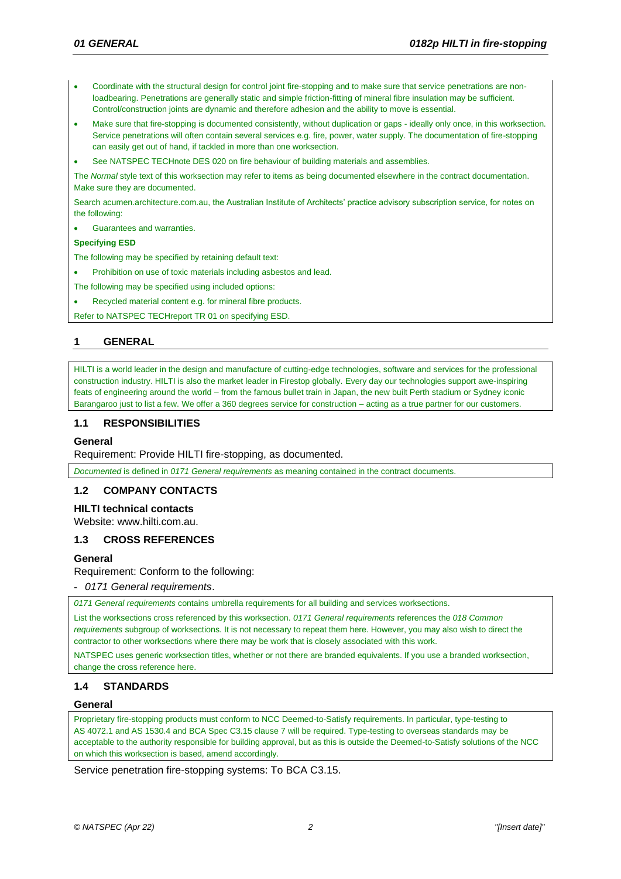- Coordinate with the structural design for control joint fire-stopping and to make sure that service penetrations are non-loadbearing. Penetrations are generally static and simple friction-fitting of mineral fibre insulation may be sufficient. Control/construction joints are dynamic and therefore adhesion and the ability to move is essential.
- Make sure that fire-stopping is documented consistently, without duplication or gaps - ideally only once, in this worksection. Service penetrations will often contain several services e.g. fire, power, water supply. The documentation of fire-stopping can easily get out of hand, if tackled in more than one worksection.
- See NATSPEC TECHnote DES 020 on fire behaviour of building materials and assemblies.

The *Normal* style text of this worksection may refer to items as being documented elsewhere in the contract documentation. Make sure they are documented.

Search acumen.architecture.com.au, the Australian Institute of Architects' practice advisory subscription service, for notes on the following:

- Guarantees and warranties.

**Specifying ESD**

The following may be specified by retaining default text:

- Prohibition on use of toxic materials including asbestos and lead.

The following may be specified using included options:

- Recycled material content e.g. for mineral fibre products.

Refer to NATSPEC TECHreport TR 01 on specifying ESD.

## 1 GENERAL

HILTI is a world leader in the design and manufacture of cutting-edge technologies, software and services for the professional construction industry. HILTI is also the market leader in Firestop globally. Every day our technologies support awe-inspiring feats of engineering around the world – from the famous bullet train in Japan, the new built Perth stadium or Sydney iconic Barangaroo just to list a few. We offer a 360 degrees service for construction – acting as a true partner for our customers.

### 1.1 RESPONSIBILITIES

#### General

Requirement: Provide HILTI fire-stopping, as documented.

*Documented* is defined in *0171 General requirements* as meaning contained in the contract documents.

### 1.2 COMPANY CONTACTS

#### HILTI technical contacts

Website: www.hilti.com.au.

### 1.3 CROSS REFERENCES

#### General

Requirement: Conform to the following:

- *0171 General requirements*.

*0171 General requirements* contains umbrella requirements for all building and services worksections.

List the worksections cross referenced by this worksection. *0171 General requirements* references the *018 Common requirements* subgroup of worksections. It is not necessary to repeat them here. However, you may also wish to direct the contractor to other worksections where there may be work that is closely associated with this work.

NATSPEC uses generic worksection titles, whether or not there are branded equivalents. If you use a branded worksection, change the cross reference here.

### 1.4 STANDARDS

#### General

Proprietary fire-stopping products must conform to NCC Deemed-to-Satisfy requirements. In particular, type-testing to AS 4072.1 and AS 1530.4 and BCA Spec C3.15 clause 7 will be required. Type-testing to overseas standards may be acceptable to the authority responsible for building approval, but as this is outside the Deemed-to-Satisfy solutions of the NCC on which this worksection is based, amend accordingly.

Service penetration fire-stopping systems: To BCA C3.15.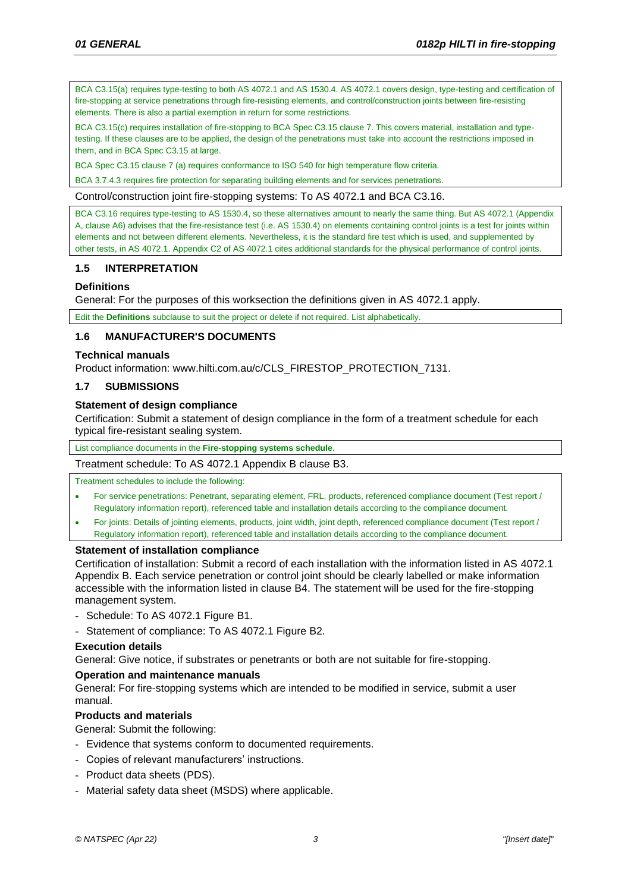BCA C3.15(a) requires type-testing to both AS 4072.1 and AS 1530.4. AS 4072.1 covers design, type-testing and certification of fire-stopping at service penetrations through fire-resisting elements, and control/construction joints between fire-resisting elements. There is also a partial exemption in return for some restrictions.

BCA C3.15(c) requires installation of fire-stopping to BCA Spec C3.15 clause 7. This covers material, installation and type-testing. If these clauses are to be applied, the design of the penetrations must take into account the restrictions imposed in them, and in BCA Spec C3.15 at large.

BCA Spec C3.15 clause 7 (a) requires conformance to ISO 540 for high temperature flow criteria.

BCA 3.7.4.3 requires fire protection for separating building elements and for services penetrations.

Control/construction joint fire-stopping systems: To AS 4072.1 and BCA C3.16.

BCA C3.16 requires type-testing to AS 1530.4, so these alternatives amount to nearly the same thing. But AS 4072.1 (Appendix A, clause A6) advises that the fire-resistance test (i.e. AS 1530.4) on elements containing control joints is a test for joints within elements and not between different elements. Nevertheless, it is the standard fire test which is used, and supplemented by other tests, in AS 4072.1. Appendix C2 of AS 4072.1 cites additional standards for the physical performance of control joints.

## 1.5 INTERPRETATION

### Definitions

General: For the purposes of this worksection the definitions given in AS 4072.1 apply.

Edit the **Definitions** subclause to suit the project or delete if not required. List alphabetically.

## 1.6 MANUFACTURER'S DOCUMENTS

### Technical manuals

Product information: www.hilti.com.au/c/CLS_FIRESTOP_PROTECTION_7131.

## 1.7 SUBMISSIONS

### Statement of design compliance

Certification: Submit a statement of design compliance in the form of a treatment schedule for each typical fire-resistant sealing system.

List compliance documents in the **Fire-stopping systems schedule**.

Treatment schedule: To AS 4072.1 Appendix B clause B3.

Treatment schedules to include the following:

- For service penetrations: Penetrant, separating element, FRL, products, referenced compliance document (Test report / Regulatory information report), referenced table and installation details according to the compliance document.
- For joints: Details of jointing elements, products, joint width, joint depth, referenced compliance document (Test report / Regulatory information report), referenced table and installation details according to the compliance document.

### Statement of installation compliance

Certification of installation: Submit a record of each installation with the information listed in AS 4072.1 Appendix B. Each service penetration or control joint should be clearly labelled or make information accessible with the information listed in clause B4. The statement will be used for the fire-stopping management system.

- Schedule: To AS 4072.1 Figure B1.
- Statement of compliance: To AS 4072.1 Figure B2.

### Execution details

General: Give notice, if substrates or penetrants or both are not suitable for fire-stopping.

### Operation and maintenance manuals

General: For fire-stopping systems which are intended to be modified in service, submit a user manual.

### Products and materials

General: Submit the following:

- Evidence that systems conform to documented requirements.
- Copies of relevant manufacturers' instructions.
- Product data sheets (PDS).
- Material safety data sheet (MSDS) where applicable.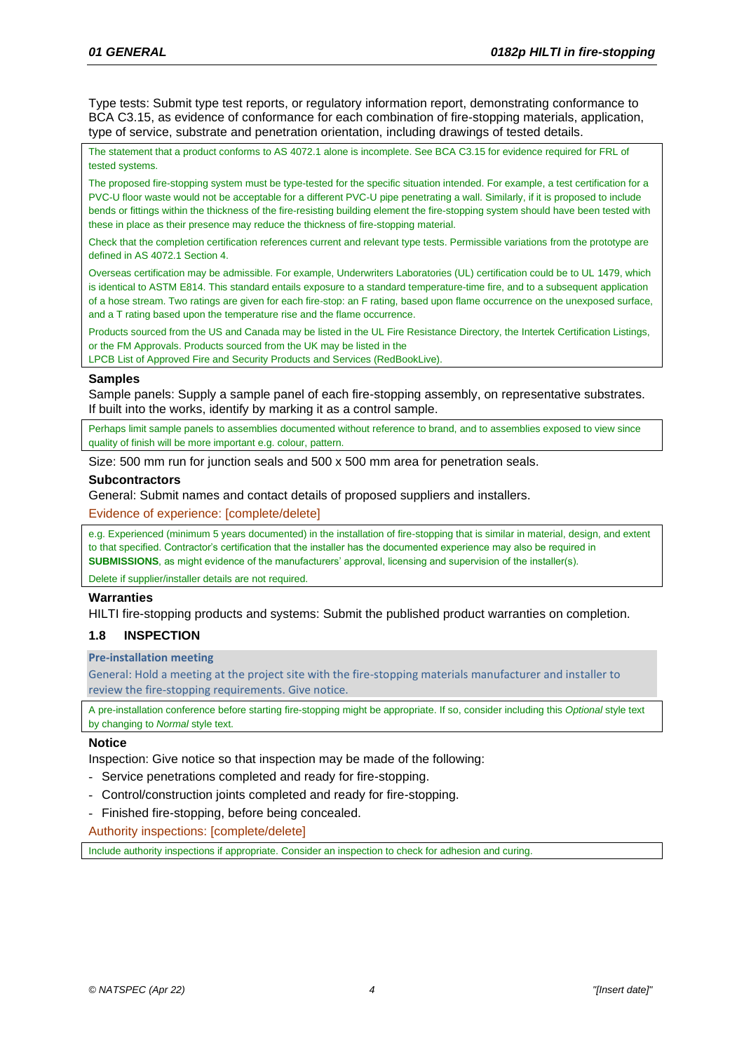Type tests: Submit type test reports, or regulatory information report, demonstrating conformance to BCA C3.15, as evidence of conformance for each combination of fire-stopping materials, application, type of service, substrate and penetration orientation, including drawings of tested details.

> The statement that a product conforms to AS 4072.1 alone is incomplete. See BCA C3.15 for evidence required for FRL of tested systems.
>
> The proposed fire-stopping system must be type-tested for the specific situation intended. For example, a test certification for a PVC-U floor waste would not be acceptable for a different PVC-U pipe penetrating a wall. Similarly, if it is proposed to include bends or fittings within the thickness of the fire-resisting building element the fire-stopping system should have been tested with these in place as their presence may reduce the thickness of fire-stopping material.
>
> Check that the completion certification references current and relevant type tests. Permissible variations from the prototype are defined in AS 4072.1 Section 4.
>
> Overseas certification may be admissible. For example, Underwriters Laboratories (UL) certification could be to UL 1479, which is identical to ASTM E814. This standard entails exposure to a standard temperature-time fire, and to a subsequent application of a hose stream. Two ratings are given for each fire-stop: an F rating, based upon flame occurrence on the unexposed surface, and a T rating based upon the temperature rise and the flame occurrence.
>
> Products sourced from the US and Canada may be listed in the UL Fire Resistance Directory, the Intertek Certification Listings, or the FM Approvals. Products sourced from the UK may be listed in the LPCB List of Approved Fire and Security Products and Services (RedBookLive).

#### Samples

Sample panels: Supply a sample panel of each fire-stopping assembly, on representative substrates. If built into the works, identify by marking it as a control sample.

> Perhaps limit sample panels to assemblies documented without reference to brand, and to assemblies exposed to view since quality of finish will be more important e.g. colour, pattern.

Size: 500 mm run for junction seals and 500 x 500 mm area for penetration seals.

#### Subcontractors

General: Submit names and contact details of proposed suppliers and installers.

Evidence of experience: [complete/delete]

> e.g. Experienced (minimum 5 years documented) in the installation of fire-stopping that is similar in material, design, and extent to that specified. Contractor's certification that the installer has the documented experience may also be required in **SUBMISSIONS**, as might evidence of the manufacturers' approval, licensing and supervision of the installer(s).
>
> Delete if supplier/installer details are not required.

#### Warranties

HILTI fire-stopping products and systems: Submit the published product warranties on completion.

### 1.8 INSPECTION

#### Pre-installation meeting

General: Hold a meeting at the project site with the fire-stopping materials manufacturer and installer to review the fire-stopping requirements. Give notice.

> A pre-installation conference before starting fire-stopping might be appropriate. If so, consider including this *Optional* style text by changing to *Normal* style text.

#### Notice

Inspection: Give notice so that inspection may be made of the following:

- Service penetrations completed and ready for fire-stopping.
- Control/construction joints completed and ready for fire-stopping.
- Finished fire-stopping, before being concealed.

Authority inspections: [complete/delete]

> Include authority inspections if appropriate. Consider an inspection to check for adhesion and curing.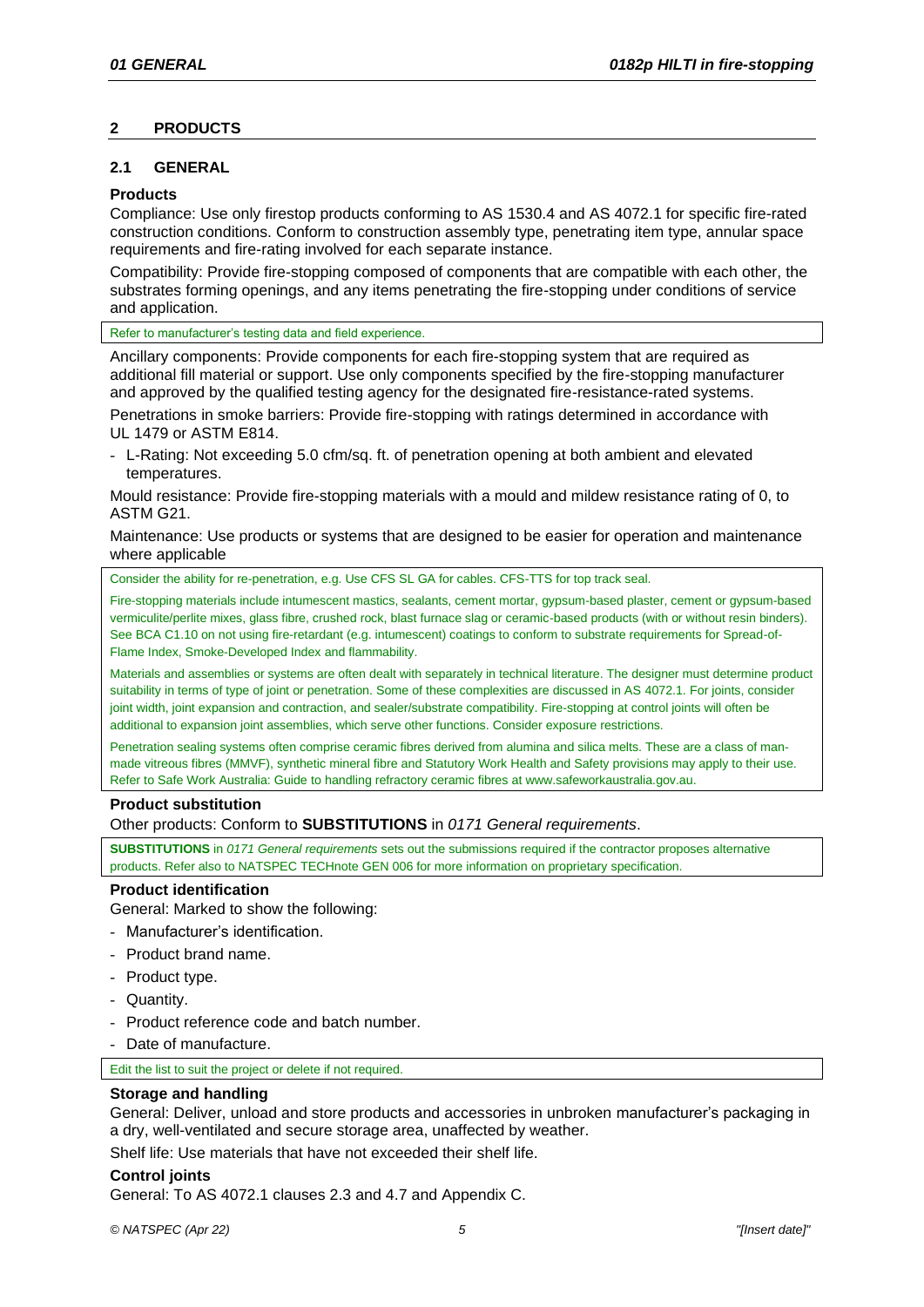## 2 PRODUCTS

### 2.1 GENERAL

**Products**

Compliance: Use only firestop products conforming to AS 1530.4 and AS 4072.1 for specific fire-rated construction conditions. Conform to construction assembly type, penetrating item type, annular space requirements and fire-rating involved for each separate instance.

Compatibility: Provide fire-stopping composed of components that are compatible with each other, the substrates forming openings, and any items penetrating the fire-stopping under conditions of service and application.

Refer to manufacturer's testing data and field experience.

Ancillary components: Provide components for each fire-stopping system that are required as additional fill material or support. Use only components specified by the fire-stopping manufacturer and approved by the qualified testing agency for the designated fire-resistance-rated systems.

Penetrations in smoke barriers: Provide fire-stopping with ratings determined in accordance with UL 1479 or ASTM E814.

- L-Rating: Not exceeding 5.0 cfm/sq. ft. of penetration opening at both ambient and elevated temperatures.

Mould resistance: Provide fire-stopping materials with a mould and mildew resistance rating of 0, to ASTM G21.

Maintenance: Use products or systems that are designed to be easier for operation and maintenance where applicable

Consider the ability for re-penetration, e.g. Use CFS SL GA for cables. CFS-TTS for top track seal.

Fire-stopping materials include intumescent mastics, sealants, cement mortar, gypsum-based plaster, cement or gypsum-based vermiculite/perlite mixes, glass fibre, crushed rock, blast furnace slag or ceramic-based products (with or without resin binders). See BCA C1.10 on not using fire-retardant (e.g. intumescent) coatings to conform to substrate requirements for Spread-of-Flame Index, Smoke-Developed Index and flammability.

Materials and assemblies or systems are often dealt with separately in technical literature. The designer must determine product suitability in terms of type of joint or penetration. Some of these complexities are discussed in AS 4072.1. For joints, consider joint width, joint expansion and contraction, and sealer/substrate compatibility. Fire-stopping at control joints will often be additional to expansion joint assemblies, which serve other functions. Consider exposure restrictions.

Penetration sealing systems often comprise ceramic fibres derived from alumina and silica melts. These are a class of man-made vitreous fibres (MMVF), synthetic mineral fibre and Statutory Work Health and Safety provisions may apply to their use. Refer to Safe Work Australia: Guide to handling refractory ceramic fibres at www.safeworkaustralia.gov.au.

**Product substitution**

Other products: Conform to **SUBSTITUTIONS** in *0171 General requirements*.

**SUBSTITUTIONS** in *0171 General requirements* sets out the submissions required if the contractor proposes alternative products. Refer also to NATSPEC TECHnote GEN 006 for more information on proprietary specification.

**Product identification**

General: Marked to show the following:

- Manufacturer's identification.
- Product brand name.
- Product type.
- Quantity.
- Product reference code and batch number.
- Date of manufacture.

Edit the list to suit the project or delete if not required.

**Storage and handling**

General: Deliver, unload and store products and accessories in unbroken manufacturer's packaging in a dry, well-ventilated and secure storage area, unaffected by weather.

Shelf life: Use materials that have not exceeded their shelf life.

**Control joints**

General: To AS 4072.1 clauses 2.3 and 4.7 and Appendix C.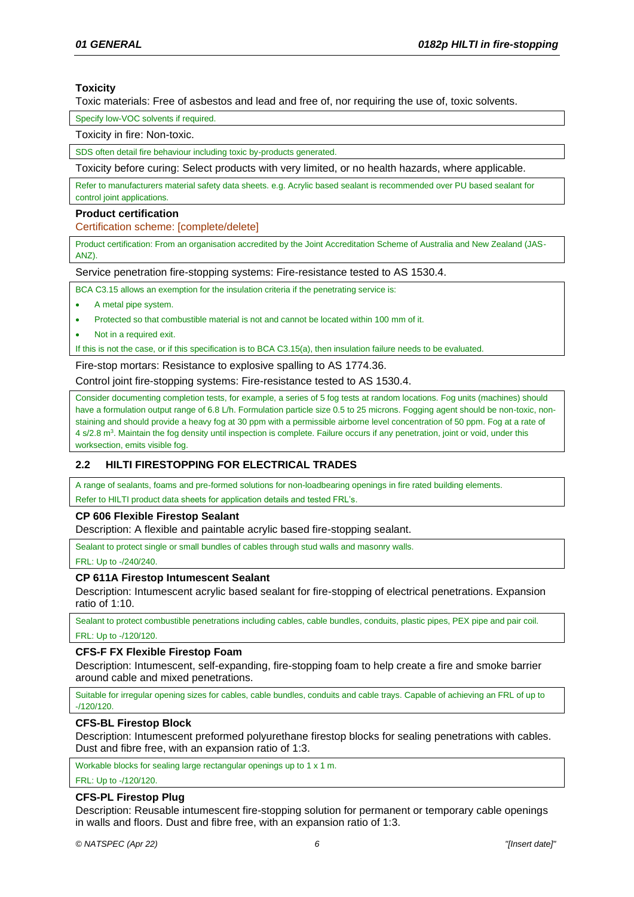**Toxicity**

Toxic materials: Free of asbestos and lead and free of, nor requiring the use of, toxic solvents.

Specify low-VOC solvents if required.

Toxicity in fire: Non-toxic.

SDS often detail fire behaviour including toxic by-products generated.

Toxicity before curing: Select products with very limited, or no health hazards, where applicable.

Refer to manufacturers material safety data sheets. e.g. Acrylic based sealant is recommended over PU based sealant for control joint applications.

**Product certification**

Certification scheme: [complete/delete]

Product certification: From an organisation accredited by the Joint Accreditation Scheme of Australia and New Zealand (JAS-ANZ).

Service penetration fire-stopping systems: Fire-resistance tested to AS 1530.4.

BCA C3.15 allows an exemption for the insulation criteria if the penetrating service is:

- A metal pipe system.
- Protected so that combustible material is not and cannot be located within 100 mm of it.
- Not in a required exit.

If this is not the case, or if this specification is to BCA C3.15(a), then insulation failure needs to be evaluated.

Fire-stop mortars: Resistance to explosive spalling to AS 1774.36.

Control joint fire-stopping systems: Fire-resistance tested to AS 1530.4.

Consider documenting completion tests, for example, a series of 5 fog tests at random locations. Fog units (machines) should have a formulation output range of 6.8 L/h. Formulation particle size 0.5 to 25 microns. Fogging agent should be non-toxic, non-staining and should provide a heavy fog at 30 ppm with a permissible airborne level concentration of 50 ppm. Fog at a rate of 4 s/2.8 m$^3$. Maintain the fog density until inspection is complete. Failure occurs if any penetration, joint or void, under this worksection, emits visible fog.

## 2.2 HILTI FIRESTOPPING FOR ELECTRICAL TRADES

A range of sealants, foams and pre-formed solutions for non-loadbearing openings in fire rated building elements.

Refer to HILTI product data sheets for application details and tested FRL's.

**CP 606 Flexible Firestop Sealant**

Description: A flexible and paintable acrylic based fire-stopping sealant.

Sealant to protect single or small bundles of cables through stud walls and masonry walls.

FRL: Up to -/240/240.

**CP 611A Firestop Intumescent Sealant**

Description: Intumescent acrylic based sealant for fire-stopping of electrical penetrations. Expansion ratio of 1:10.

Sealant to protect combustible penetrations including cables, cable bundles, conduits, plastic pipes, PEX pipe and pair coil.

FRL: Up to -/120/120.

**CFS-F FX Flexible Firestop Foam**

Description: Intumescent, self-expanding, fire-stopping foam to help create a fire and smoke barrier around cable and mixed penetrations.

Suitable for irregular opening sizes for cables, cable bundles, conduits and cable trays. Capable of achieving an FRL of up to -/120/120.

**CFS-BL Firestop Block**

Description: Intumescent preformed polyurethane firestop blocks for sealing penetrations with cables. Dust and fibre free, with an expansion ratio of 1:3.

Workable blocks for sealing large rectangular openings up to 1 x 1 m.

FRL: Up to -/120/120.

**CFS-PL Firestop Plug**

Description: Reusable intumescent fire-stopping solution for permanent or temporary cable openings in walls and floors. Dust and fibre free, with an expansion ratio of 1:3.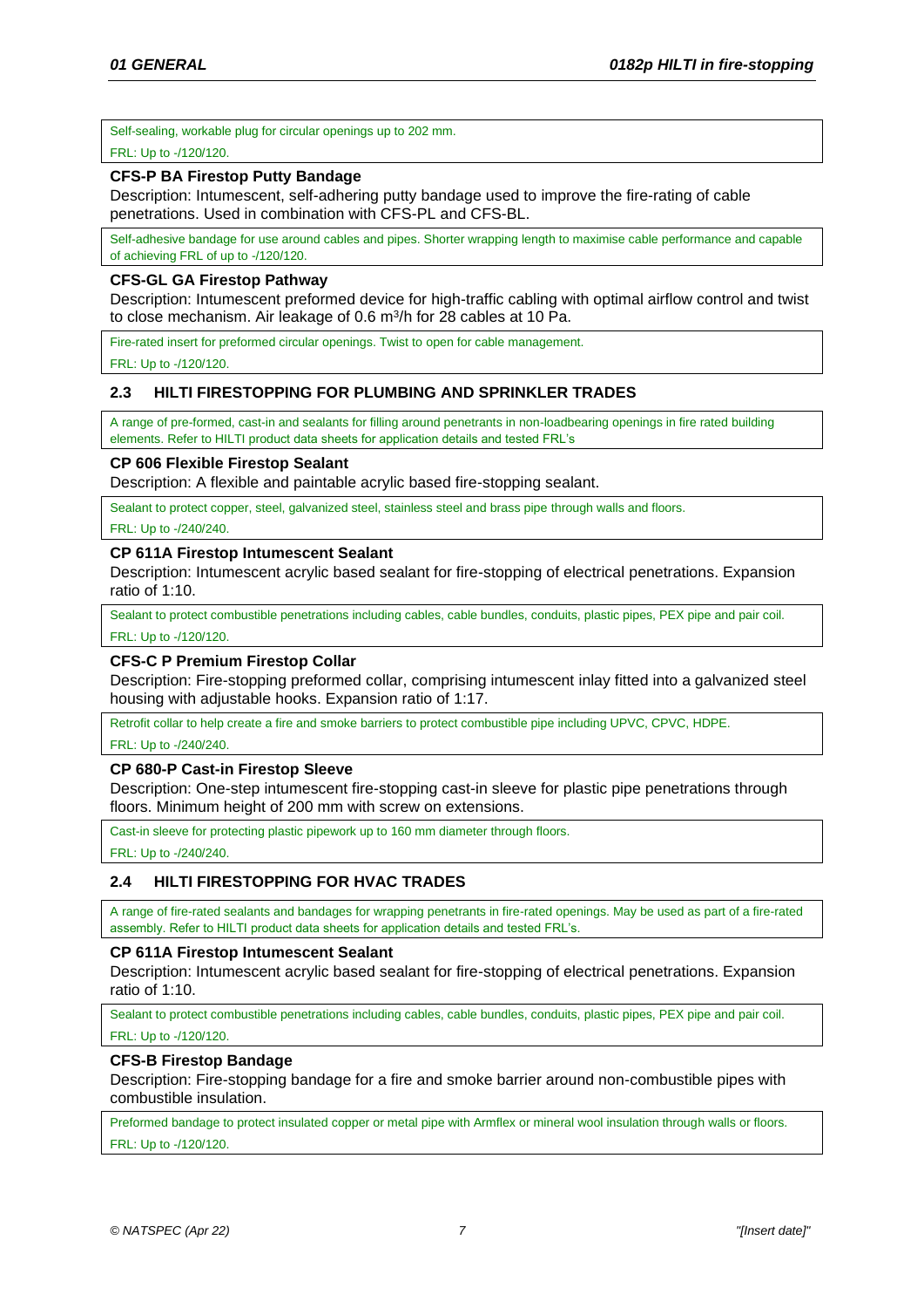Self-sealing, workable plug for circular openings up to 202 mm.

FRL: Up to -/120/120.

**CFS-P BA Firestop Putty Bandage**

Description: Intumescent, self-adhering putty bandage used to improve the fire-rating of cable penetrations. Used in combination with CFS-PL and CFS-BL.

Self-adhesive bandage for use around cables and pipes. Shorter wrapping length to maximise cable performance and capable of achieving FRL of up to -/120/120.

**CFS-GL GA Firestop Pathway**

Description: Intumescent preformed device for high-traffic cabling with optimal airflow control and twist to close mechanism. Air leakage of 0.6 m³/h for 28 cables at 10 Pa.

Fire-rated insert for preformed circular openings. Twist to open for cable management.

FRL: Up to -/120/120.

### 2.3 HILTI FIRESTOPPING FOR PLUMBING AND SPRINKLER TRADES

A range of pre-formed, cast-in and sealants for filling around penetrants in non-loadbearing openings in fire rated building elements. Refer to HILTI product data sheets for application details and tested FRL's

**CP 606 Flexible Firestop Sealant**

Description: A flexible and paintable acrylic based fire-stopping sealant.

Sealant to protect copper, steel, galvanized steel, stainless steel and brass pipe through walls and floors.

FRL: Up to -/240/240.

**CP 611A Firestop Intumescent Sealant**

Description: Intumescent acrylic based sealant for fire-stopping of electrical penetrations. Expansion ratio of 1:10.

Sealant to protect combustible penetrations including cables, cable bundles, conduits, plastic pipes, PEX pipe and pair coil.

FRL: Up to -/120/120.

**CFS-C P Premium Firestop Collar**

Description: Fire-stopping preformed collar, comprising intumescent inlay fitted into a galvanized steel housing with adjustable hooks. Expansion ratio of 1:17.

Retrofit collar to help create a fire and smoke barriers to protect combustible pipe including UPVC, CPVC, HDPE.

FRL: Up to -/240/240.

**CP 680-P Cast-in Firestop Sleeve**

Description: One-step intumescent fire-stopping cast-in sleeve for plastic pipe penetrations through floors. Minimum height of 200 mm with screw on extensions.

Cast-in sleeve for protecting plastic pipework up to 160 mm diameter through floors.

FRL: Up to -/240/240.

### 2.4 HILTI FIRESTOPPING FOR HVAC TRADES

A range of fire-rated sealants and bandages for wrapping penetrants in fire-rated openings. May be used as part of a fire-rated assembly. Refer to HILTI product data sheets for application details and tested FRL's.

**CP 611A Firestop Intumescent Sealant**

Description: Intumescent acrylic based sealant for fire-stopping of electrical penetrations. Expansion ratio of 1:10.

Sealant to protect combustible penetrations including cables, cable bundles, conduits, plastic pipes, PEX pipe and pair coil.

FRL: Up to -/120/120.

**CFS-B Firestop Bandage**

Description: Fire-stopping bandage for a fire and smoke barrier around non-combustible pipes with combustible insulation.

Preformed bandage to protect insulated copper or metal pipe with Armflex or mineral wool insulation through walls or floors.

FRL: Up to -/120/120.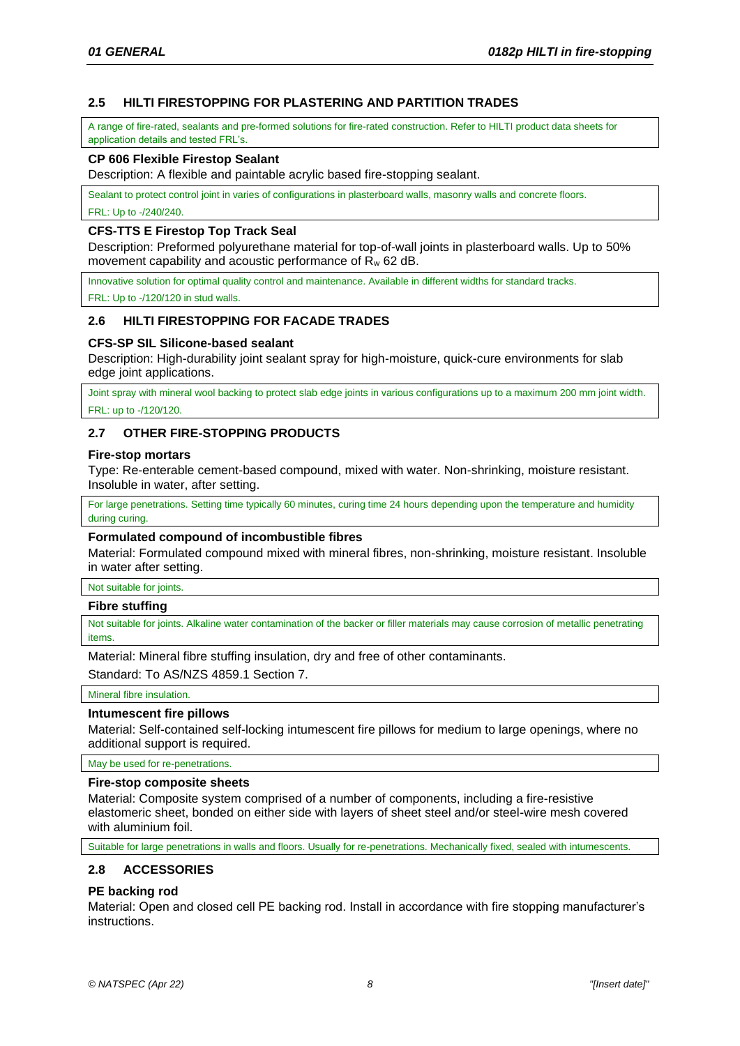## 2.5 HILTI FIRESTOPPING FOR PLASTERING AND PARTITION TRADES

A range of fire-rated, sealants and pre-formed solutions for fire-rated construction. Refer to HILTI product data sheets for application details and tested FRL's.

**CP 606 Flexible Firestop Sealant**

Description: A flexible and paintable acrylic based fire-stopping sealant.

Sealant to protect control joint in varies of configurations in plasterboard walls, masonry walls and concrete floors.

FRL: Up to -/240/240.

**CFS-TTS E Firestop Top Track Seal**

Description: Preformed polyurethane material for top-of-wall joints in plasterboard walls. Up to 50% movement capability and acoustic performance of $R_w$ 62 dB.

Innovative solution for optimal quality control and maintenance. Available in different widths for standard tracks.

FRL: Up to -/120/120 in stud walls.

## 2.6 HILTI FIRESTOPPING FOR FACADE TRADES

**CFS-SP SIL Silicone-based sealant**

Description: High-durability joint sealant spray for high-moisture, quick-cure environments for slab edge joint applications.

Joint spray with mineral wool backing to protect slab edge joints in various configurations up to a maximum 200 mm joint width.

FRL: up to -/120/120.

## 2.7 OTHER FIRE-STOPPING PRODUCTS

**Fire-stop mortars**

Type: Re-enterable cement-based compound, mixed with water. Non-shrinking, moisture resistant. Insoluble in water, after setting.

For large penetrations. Setting time typically 60 minutes, curing time 24 hours depending upon the temperature and humidity during curing.

**Formulated compound of incombustible fibres**

Material: Formulated compound mixed with mineral fibres, non-shrinking, moisture resistant. Insoluble in water after setting.

Not suitable for joints.

**Fibre stuffing**

Not suitable for joints. Alkaline water contamination of the backer or filler materials may cause corrosion of metallic penetrating items.

Material: Mineral fibre stuffing insulation, dry and free of other contaminants.

Standard: To AS/NZS 4859.1 Section 7.

Mineral fibre insulation.

**Intumescent fire pillows**

Material: Self-contained self-locking intumescent fire pillows for medium to large openings, where no additional support is required.

May be used for re-penetrations.

**Fire-stop composite sheets**

Material: Composite system comprised of a number of components, including a fire-resistive elastomeric sheet, bonded on either side with layers of sheet steel and/or steel-wire mesh covered with aluminium foil.

Suitable for large penetrations in walls and floors. Usually for re-penetrations. Mechanically fixed, sealed with intumescents.

## 2.8 ACCESSORIES

**PE backing rod**

Material: Open and closed cell PE backing rod. Install in accordance with fire stopping manufacturer's instructions.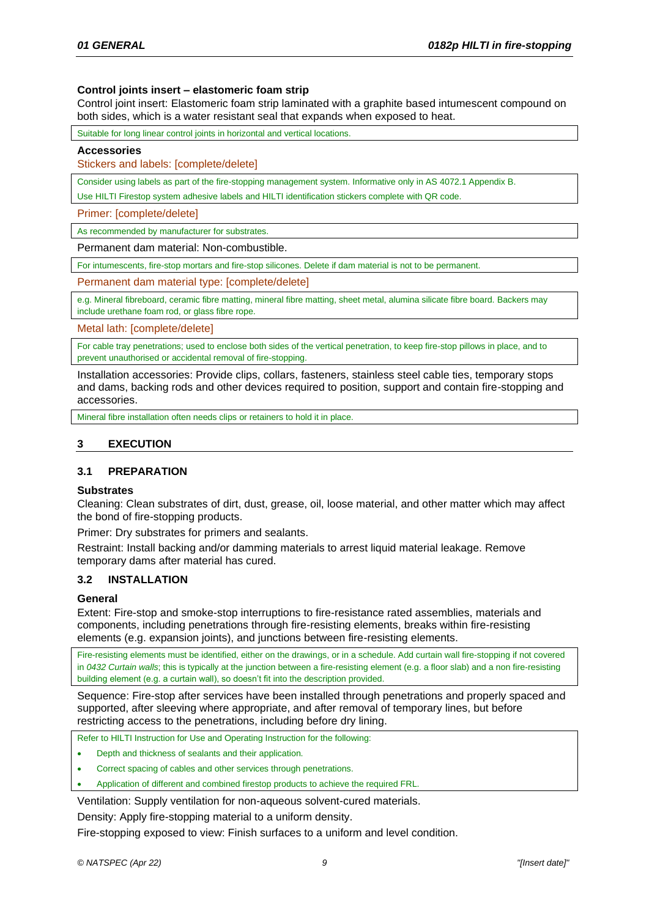**Control joints insert – elastomeric foam strip**

Control joint insert: Elastomeric foam strip laminated with a graphite based intumescent compound on both sides, which is a water resistant seal that expands when exposed to heat.

Suitable for long linear control joints in horizontal and vertical locations.

**Accessories**

Stickers and labels: [complete/delete]

Consider using labels as part of the fire-stopping management system. Informative only in AS 4072.1 Appendix B.

Use HILTI Firestop system adhesive labels and HILTI identification stickers complete with QR code.

Primer: [complete/delete]

As recommended by manufacturer for substrates.

Permanent dam material: Non-combustible.

For intumescents, fire-stop mortars and fire-stop silicones. Delete if dam material is not to be permanent.

Permanent dam material type: [complete/delete]

e.g. Mineral fibreboard, ceramic fibre matting, mineral fibre matting, sheet metal, alumina silicate fibre board. Backers may include urethane foam rod, or glass fibre rope.

Metal lath: [complete/delete]

For cable tray penetrations; used to enclose both sides of the vertical penetration, to keep fire-stop pillows in place, and to prevent unauthorised or accidental removal of fire-stopping.

Installation accessories: Provide clips, collars, fasteners, stainless steel cable ties, temporary stops and dams, backing rods and other devices required to position, support and contain fire-stopping and accessories.

Mineral fibre installation often needs clips or retainers to hold it in place.

## 3 EXECUTION

### 3.1 PREPARATION

**Substrates**

Cleaning: Clean substrates of dirt, dust, grease, oil, loose material, and other matter which may affect the bond of fire-stopping products.

Primer: Dry substrates for primers and sealants.

Restraint: Install backing and/or damming materials to arrest liquid material leakage. Remove temporary dams after material has cured.

### 3.2 INSTALLATION

**General**

Extent: Fire-stop and smoke-stop interruptions to fire-resistance rated assemblies, materials and components, including penetrations through fire-resisting elements, breaks within fire-resisting elements (e.g. expansion joints), and junctions between fire-resisting elements.

Fire-resisting elements must be identified, either on the drawings, or in a schedule. Add curtain wall fire-stopping if not covered in *0432 Curtain walls*; this is typically at the junction between a fire-resisting element (e.g. a floor slab) and a non fire-resisting building element (e.g. a curtain wall), so doesn't fit into the description provided.

Sequence: Fire-stop after services have been installed through penetrations and properly spaced and supported, after sleeving where appropriate, and after removal of temporary lines, but before restricting access to the penetrations, including before dry lining.

Refer to HILTI Instruction for Use and Operating Instruction for the following:

- Depth and thickness of sealants and their application.
- Correct spacing of cables and other services through penetrations.
- Application of different and combined firestop products to achieve the required FRL.

Ventilation: Supply ventilation for non-aqueous solvent-cured materials.

Density: Apply fire-stopping material to a uniform density.

Fire-stopping exposed to view: Finish surfaces to a uniform and level condition.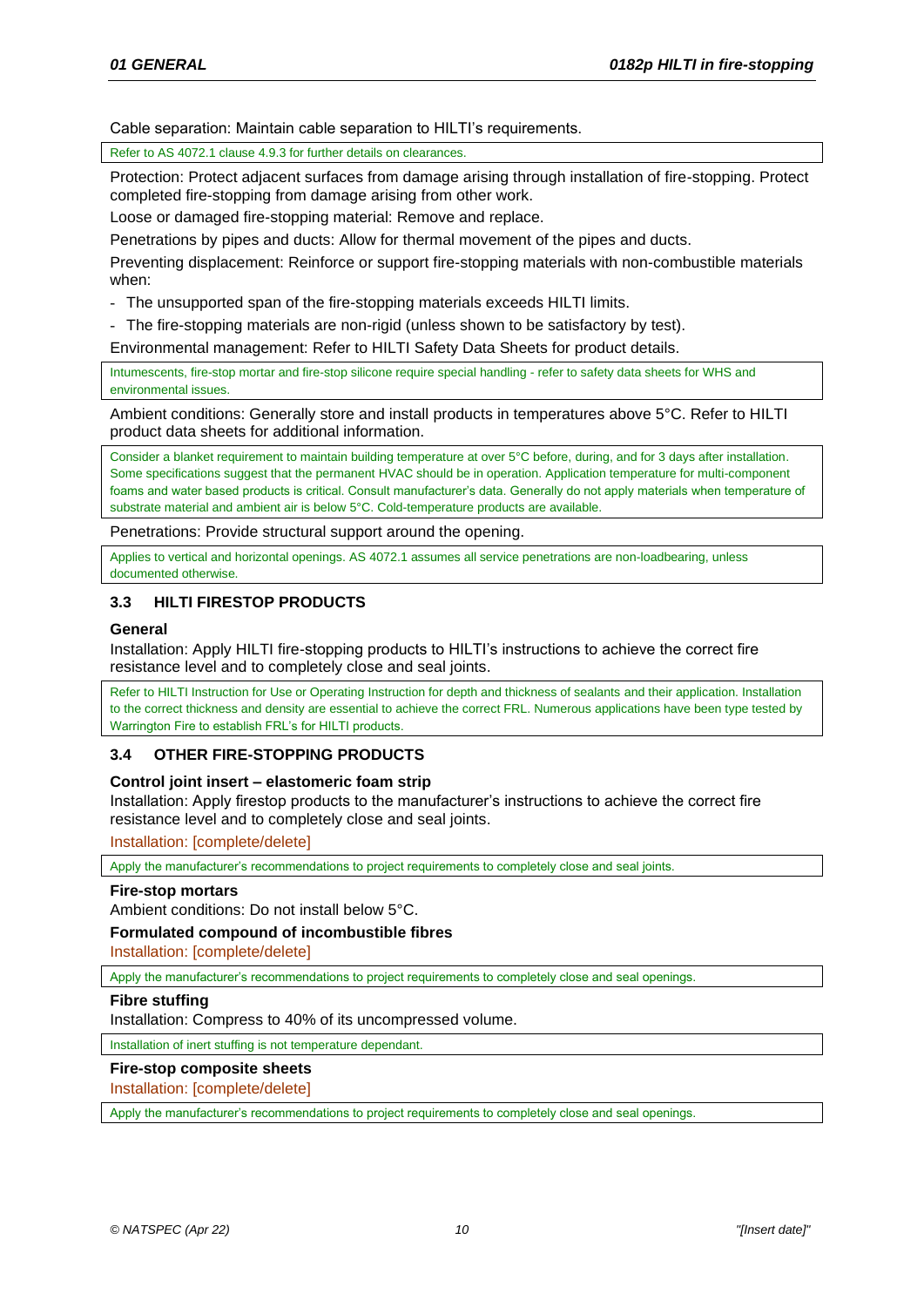Cable separation: Maintain cable separation to HILTI's requirements.

> Refer to AS 4072.1 clause 4.9.3 for further details on clearances.

Protection: Protect adjacent surfaces from damage arising through installation of fire-stopping. Protect completed fire-stopping from damage arising from other work.

Loose or damaged fire-stopping material: Remove and replace.

Penetrations by pipes and ducts: Allow for thermal movement of the pipes and ducts.

Preventing displacement: Reinforce or support fire-stopping materials with non-combustible materials when:

- The unsupported span of the fire-stopping materials exceeds HILTI limits.
- The fire-stopping materials are non-rigid (unless shown to be satisfactory by test).

Environmental management: Refer to HILTI Safety Data Sheets for product details.

> Intumescents, fire-stop mortar and fire-stop silicone require special handling - refer to safety data sheets for WHS and environmental issues.

Ambient conditions: Generally store and install products in temperatures above 5°C. Refer to HILTI product data sheets for additional information.

> Consider a blanket requirement to maintain building temperature at over 5°C before, during, and for 3 days after installation. Some specifications suggest that the permanent HVAC should be in operation. Application temperature for multi-component foams and water based products is critical. Consult manufacturer's data. Generally do not apply materials when temperature of substrate material and ambient air is below 5°C. Cold-temperature products are available.

Penetrations: Provide structural support around the opening.

> Applies to vertical and horizontal openings. AS 4072.1 assumes all service penetrations are non-loadbearing, unless documented otherwise.

## 3.3 HILTI FIRESTOP PRODUCTS

### General

Installation: Apply HILTI fire-stopping products to HILTI's instructions to achieve the correct fire resistance level and to completely close and seal joints.

> Refer to HILTI Instruction for Use or Operating Instruction for depth and thickness of sealants and their application. Installation to the correct thickness and density are essential to achieve the correct FRL. Numerous applications have been type tested by Warrington Fire to establish FRL's for HILTI products.

## 3.4 OTHER FIRE-STOPPING PRODUCTS

### Control joint insert – elastomeric foam strip

Installation: Apply firestop products to the manufacturer's instructions to achieve the correct fire resistance level and to completely close and seal joints.

Installation: [complete/delete]

> Apply the manufacturer's recommendations to project requirements to completely close and seal joints.

### Fire-stop mortars

Ambient conditions: Do not install below 5°C.

### Formulated compound of incombustible fibres

Installation: [complete/delete]

> Apply the manufacturer's recommendations to project requirements to completely close and seal openings.

### Fibre stuffing

Installation: Compress to 40% of its uncompressed volume.

> Installation of inert stuffing is not temperature dependant.

### Fire-stop composite sheets

Installation: [complete/delete]

> Apply the manufacturer's recommendations to project requirements to completely close and seal openings.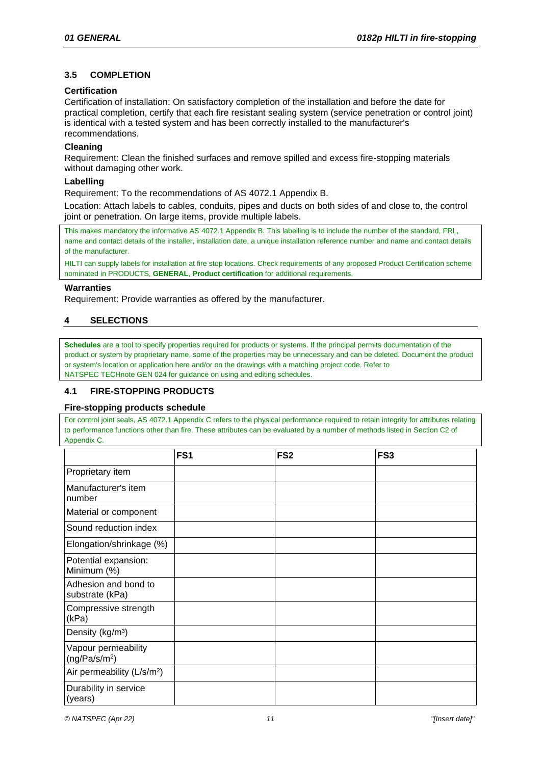### 3.5 COMPLETION

#### Certification

Certification of installation: On satisfactory completion of the installation and before the date for practical completion, certify that each fire resistant sealing system (service penetration or control joint) is identical with a tested system and has been correctly installed to the manufacturer's recommendations.

#### Cleaning

Requirement: Clean the finished surfaces and remove spilled and excess fire-stopping materials without damaging other work.

#### Labelling

Requirement: To the recommendations of AS 4072.1 Appendix B.

Location: Attach labels to cables, conduits, pipes and ducts on both sides of and close to, the control joint or penetration. On large items, provide multiple labels.

> This makes mandatory the informative AS 4072.1 Appendix B. This labelling is to include the number of the standard, FRL, name and contact details of the installer, installation date, a unique installation reference number and name and contact details of the manufacturer.
>
> HILTI can supply labels for installation at fire stop locations. Check requirements of any proposed Product Certification scheme nominated in PRODUCTS, **GENERAL**, **Product certification** for additional requirements.

#### Warranties

Requirement: Provide warranties as offered by the manufacturer.

## 4 SELECTIONS

> **Schedules** are a tool to specify properties required for products or systems. If the principal permits documentation of the product or system by proprietary name, some of the properties may be unnecessary and can be deleted. Document the product or system's location or application here and/or on the drawings with a matching project code. Refer to NATSPEC TECHnote GEN 024 for guidance on using and editing schedules.

### 4.1 FIRE-STOPPING PRODUCTS

#### Fire-stopping products schedule

> For control joint seals, AS 4072.1 Appendix C refers to the physical performance required to retain integrity for attributes relating to performance functions other than fire. These attributes can be evaluated by a number of methods listed in Section C2 of Appendix C.

| | FS1 | FS2 | FS3 |
|---|---|---|---|
| Proprietary item | | | |
| Manufacturer's item number | | | |
| Material or component | | | |
| Sound reduction index | | | |
| Elongation/shrinkage (%) | | | |
| Potential expansion: Minimum (%) | | | |
| Adhesion and bond to substrate (kPa) | | | |
| Compressive strength (kPa) | | | |
| Density ($kg/m^3$) | | | |
| Vapour permeability ($ng/Pa/s/m^2$) | | | |
| Air permeability ($L/s/m^2$) | | | |
| Durability in service (years) | | | |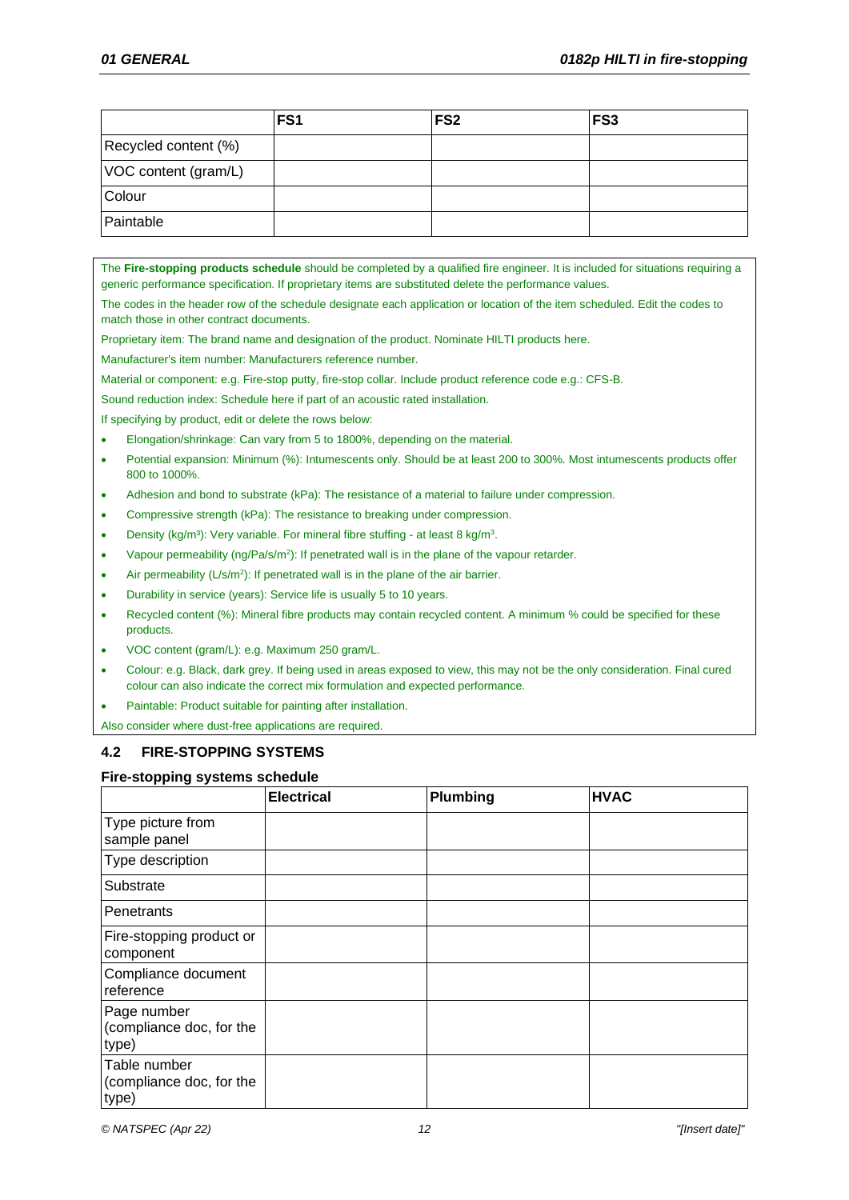| | FS1 | FS2 | FS3 |
|---|---|---|---|
| Recycled content (%) | | | |
| VOC content (gram/L) | | | |
| Colour | | | |
| Paintable | | | |

The **Fire-stopping products schedule** should be completed by a qualified fire engineer. It is included for situations requiring a generic performance specification. If proprietary items are substituted delete the performance values.

The codes in the header row of the schedule designate each application or location of the item scheduled. Edit the codes to match those in other contract documents.

Proprietary item: The brand name and designation of the product. Nominate HILTI products here.

Manufacturer's item number: Manufacturers reference number.

Material or component: e.g. Fire-stop putty, fire-stop collar. Include product reference code e.g.: CFS-B.

Sound reduction index: Schedule here if part of an acoustic rated installation.

If specifying by product, edit or delete the rows below:

- Elongation/shrinkage: Can vary from 5 to 1800%, depending on the material.
- Potential expansion: Minimum (%): Intumescents only. Should be at least 200 to 300%. Most intumescents products offer 800 to 1000%.
- Adhesion and bond to substrate (kPa): The resistance of a material to failure under compression.
- Compressive strength (kPa): The resistance to breaking under compression.
- Density (kg/m³): Very variable. For mineral fibre stuffing - at least 8 kg/m³.
- Vapour permeability (ng/Pa/s/m²): If penetrated wall is in the plane of the vapour retarder.
- Air permeability (L/s/m²): If penetrated wall is in the plane of the air barrier.
- Durability in service (years): Service life is usually 5 to 10 years.
- Recycled content (%): Mineral fibre products may contain recycled content. A minimum % could be specified for these products.
- VOC content (gram/L): e.g. Maximum 250 gram/L.
- Colour: e.g. Black, dark grey. If being used in areas exposed to view, this may not be the only consideration. Final cured colour can also indicate the correct mix formulation and expected performance.
- Paintable: Product suitable for painting after installation.

Also consider where dust-free applications are required.

## 4.2 FIRE-STOPPING SYSTEMS

### Fire-stopping systems schedule

| | Electrical | Plumbing | HVAC |
|---|---|---|---|
| Type picture from sample panel | | | |
| Type description | | | |
| Substrate | | | |
| Penetrants | | | |
| Fire-stopping product or component | | | |
| Compliance document reference | | | |
| Page number (compliance doc, for the type) | | | |
| Table number (compliance doc, for the type) | | | |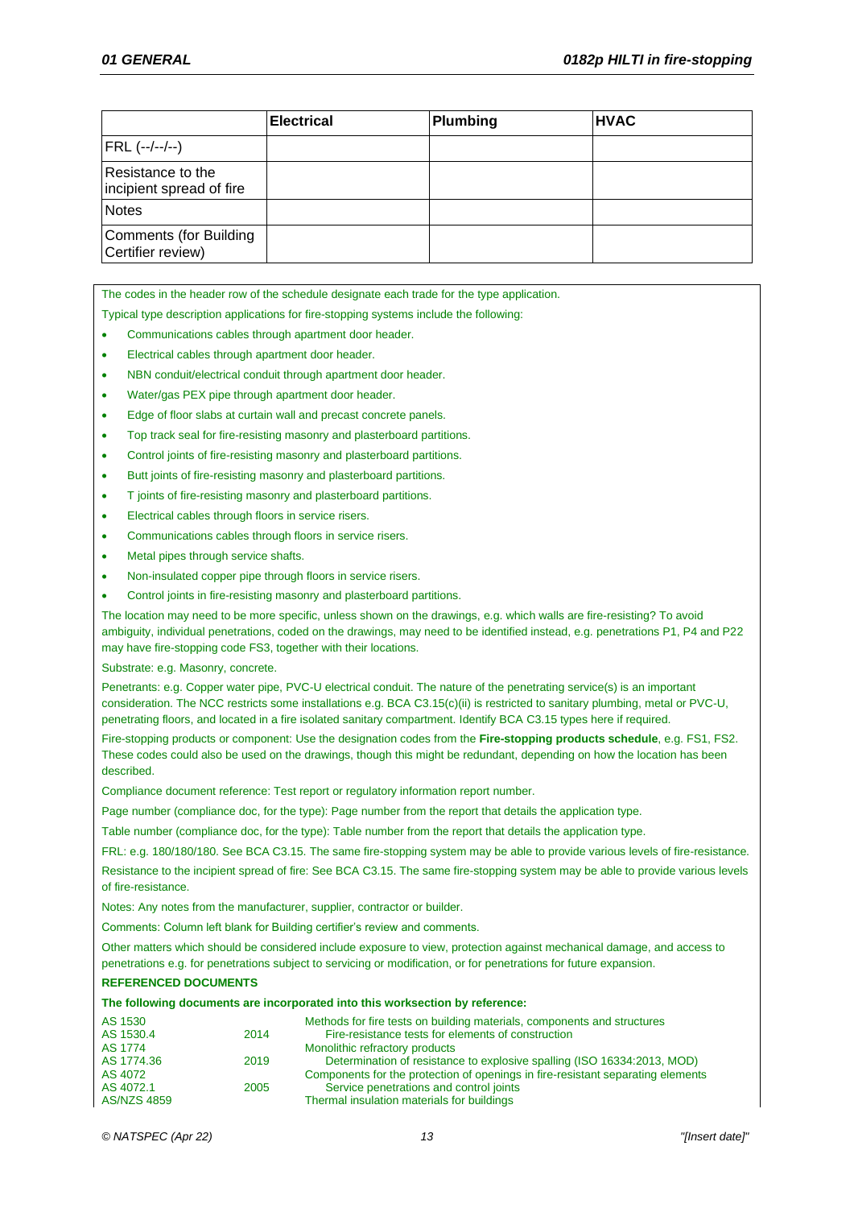| | Electrical | Plumbing | HVAC |
|---|---|---|---|
| FRL (--/--/--) | | | |
| Resistance to the incipient spread of fire | | | |
| Notes | | | |
| Comments (for Building Certifier review) | | | |

The codes in the header row of the schedule designate each trade for the type application.

Typical type description applications for fire-stopping systems include the following:

- Communications cables through apartment door header.
- Electrical cables through apartment door header.
- NBN conduit/electrical conduit through apartment door header.
- Water/gas PEX pipe through apartment door header.
- Edge of floor slabs at curtain wall and precast concrete panels.
- Top track seal for fire-resisting masonry and plasterboard partitions.
- Control joints of fire-resisting masonry and plasterboard partitions.
- Butt joints of fire-resisting masonry and plasterboard partitions.
- T joints of fire-resisting masonry and plasterboard partitions.
- Electrical cables through floors in service risers.
- Communications cables through floors in service risers.
- Metal pipes through service shafts.
- Non-insulated copper pipe through floors in service risers.
- Control joints in fire-resisting masonry and plasterboard partitions.

The location may need to be more specific, unless shown on the drawings, e.g. which walls are fire-resisting? To avoid ambiguity, individual penetrations, coded on the drawings, may need to be identified instead, e.g. penetrations P1, P4 and P22 may have fire-stopping code FS3, together with their locations.

Substrate: e.g. Masonry, concrete.

Penetrants: e.g. Copper water pipe, PVC-U electrical conduit. The nature of the penetrating service(s) is an important consideration. The NCC restricts some installations e.g. BCA C3.15(c)(ii) is restricted to sanitary plumbing, metal or PVC-U, penetrating floors, and located in a fire isolated sanitary compartment. Identify BCA C3.15 types here if required.

Fire-stopping products or component: Use the designation codes from the **Fire-stopping products schedule**, e.g. FS1, FS2. These codes could also be used on the drawings, though this might be redundant, depending on how the location has been described.

Compliance document reference: Test report or regulatory information report number.

Page number (compliance doc, for the type): Page number from the report that details the application type.

Table number (compliance doc, for the type): Table number from the report that details the application type.

FRL: e.g. 180/180/180. See BCA C3.15. The same fire-stopping system may be able to provide various levels of fire-resistance.

Resistance to the incipient spread of fire: See BCA C3.15. The same fire-stopping system may be able to provide various levels of fire-resistance.

Notes: Any notes from the manufacturer, supplier, contractor or builder.

Comments: Column left blank for Building certifier's review and comments.

Other matters which should be considered include exposure to view, protection against mechanical damage, and access to penetrations e.g. for penetrations subject to servicing or modification, or for penetrations for future expansion.

**REFERENCED DOCUMENTS**

**The following documents are incorporated into this worksection by reference:**

| | | |
|---|---|---|
| AS 1530 | | Methods for fire tests on building materials, components and structures |
| AS 1530.4 | 2014 | Fire-resistance tests for elements of construction |
| AS 1774 | | Monolithic refractory products |
| AS 1774.36 | 2019 | Determination of resistance to explosive spalling (ISO 16334:2013, MOD) |
| AS 4072 | | Components for the protection of openings in fire-resistant separating elements |
| AS 4072.1 | 2005 | Service penetrations and control joints |
| AS/NZS 4859 | | Thermal insulation materials for buildings |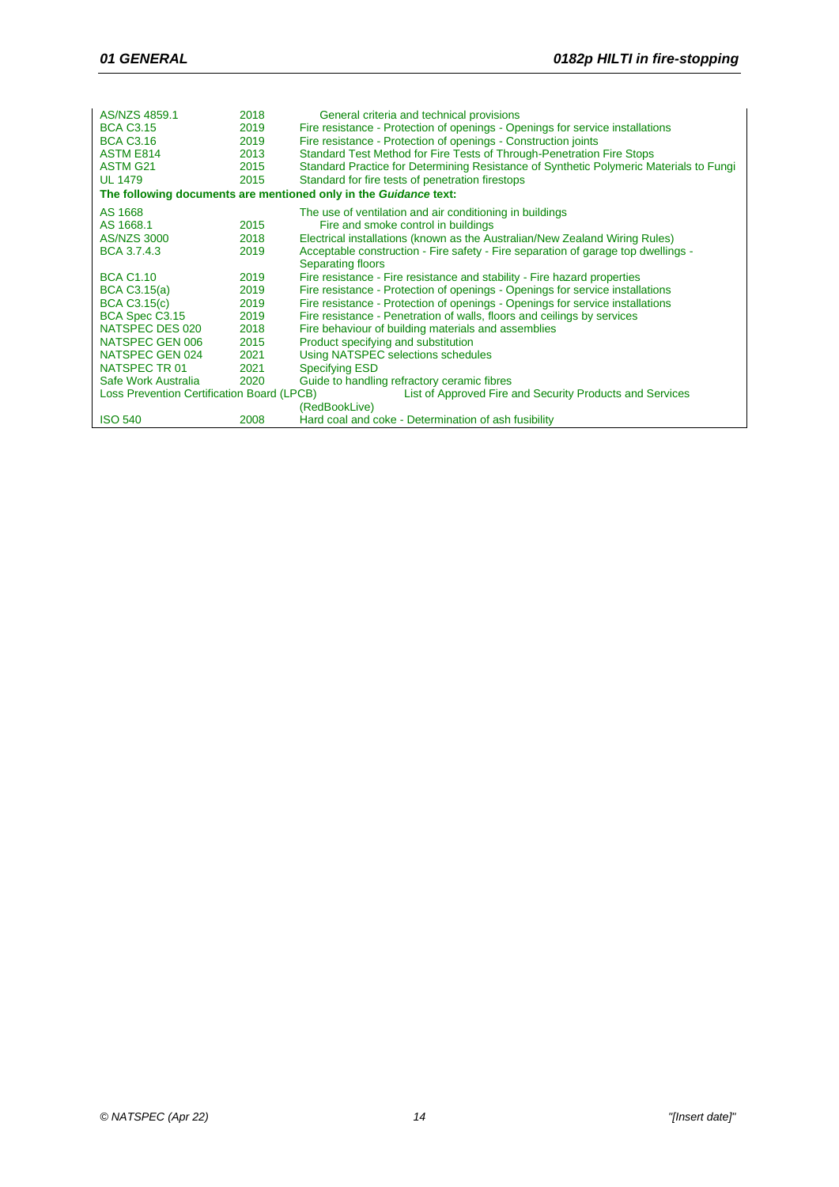| | | |
|---|---|---|
| AS/NZS 4859.1 | 2018 | General criteria and technical provisions |
| BCA C3.15 | 2019 | Fire resistance - Protection of openings - Openings for service installations |
| BCA C3.16 | 2019 | Fire resistance - Protection of openings - Construction joints |
| ASTM E814 | 2013 | Standard Test Method for Fire Tests of Through-Penetration Fire Stops |
| ASTM G21 | 2015 | Standard Practice for Determining Resistance of Synthetic Polymeric Materials to Fungi |
| UL 1479 | 2015 | Standard for fire tests of penetration firestops |

**The following documents are mentioned only in the *Guidance* text:**

| | | |
|---|---|---|
| AS 1668 | | The use of ventilation and air conditioning in buildings |
| AS 1668.1 | 2015 | Fire and smoke control in buildings |
| AS/NZS 3000 | 2018 | Electrical installations (known as the Australian/New Zealand Wiring Rules) |
| BCA 3.7.4.3 | 2019 | Acceptable construction - Fire safety - Fire separation of garage top dwellings - Separating floors |
| BCA C1.10 | 2019 | Fire resistance - Fire resistance and stability - Fire hazard properties |
| BCA C3.15(a) | 2019 | Fire resistance - Protection of openings - Openings for service installations |
| BCA C3.15(c) | 2019 | Fire resistance - Protection of openings - Openings for service installations |
| BCA Spec C3.15 | 2019 | Fire resistance - Penetration of walls, floors and ceilings by services |
| NATSPEC DES 020 | 2018 | Fire behaviour of building materials and assemblies |
| NATSPEC GEN 006 | 2015 | Product specifying and substitution |
| NATSPEC GEN 024 | 2021 | Using NATSPEC selections schedules |
| NATSPEC TR 01 | 2021 | Specifying ESD |
| Safe Work Australia | 2020 | Guide to handling refractory ceramic fibres |
| Loss Prevention Certification Board (LPCB) | | List of Approved Fire and Security Products and Services (RedBookLive) |
| ISO 540 | 2008 | Hard coal and coke - Determination of ash fusibility |